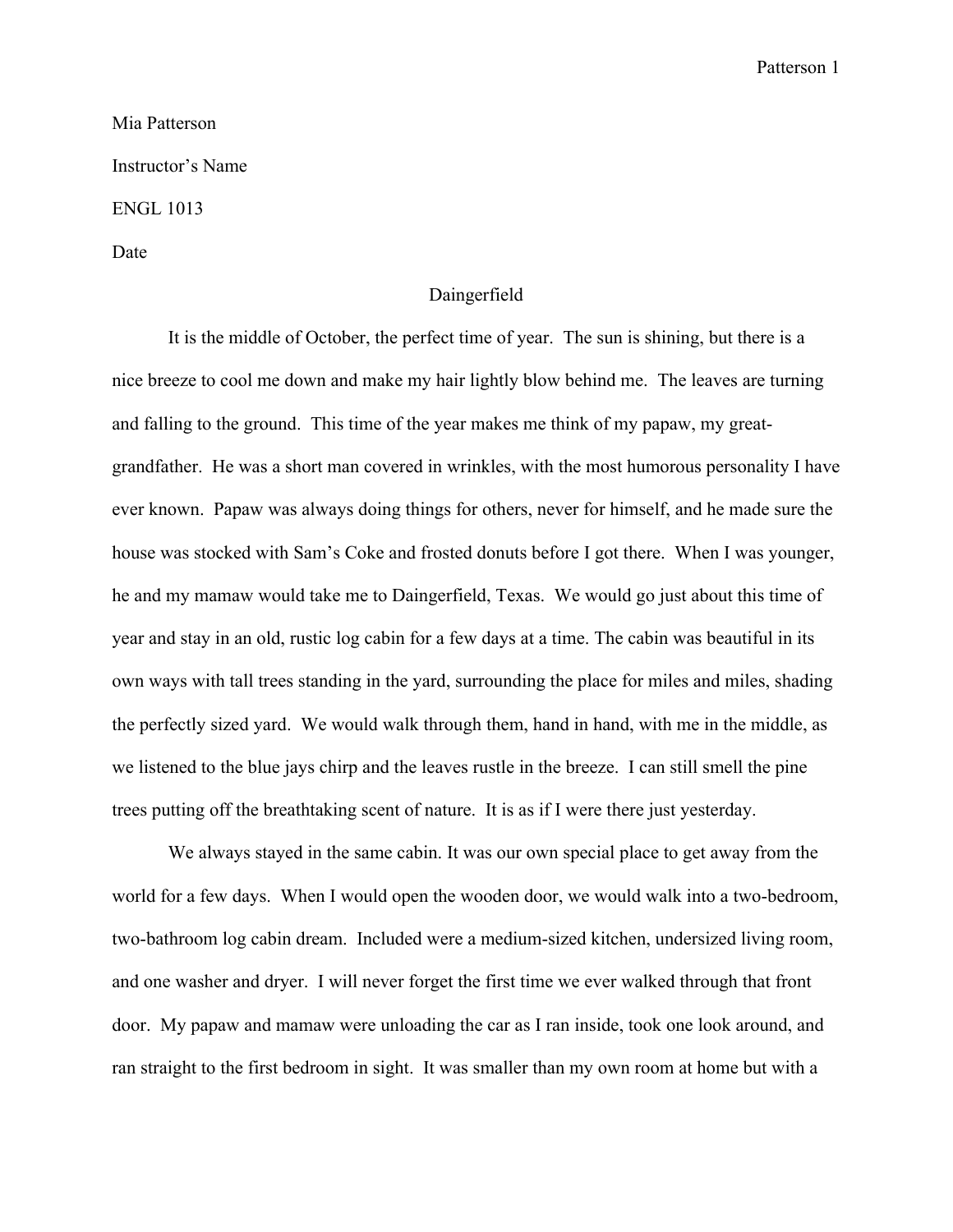Mia Patterson

Instructor's Name

ENGL 1013

Date

# Daingerfield

It is the middle of October, the perfect time of year. The sun is shining, but there is a nice breeze to cool me down and make my hair lightly blow behind me. The leaves are turning and falling to the ground. This time of the year makes me think of my papaw, my great-grandfather. He was a short man covered in wrinkles, with the most humorous personality I have ever known. Papaw was always doing things for others, never for himself, and he made sure the house was stocked with Sam's Coke and frosted donuts before I got there. When I was younger, he and my mamaw would take me to Daingerfield, Texas. We would go just about this time of year and stay in an old, rustic log cabin for a few days at a time. The cabin was beautiful in its own ways with tall trees standing in the yard, surrounding the place for miles and miles, shading the perfectly sized yard. We would walk through them, hand in hand, with me in the middle, as we listened to the blue jays chirp and the leaves rustle in the breeze. I can still smell the pine trees putting off the breathtaking scent of nature. It is as if I were there just yesterday.

We always stayed in the same cabin. It was our own special place to get away from the world for a few days. When I would open the wooden door, we would walk into a two-bedroom, two-bathroom log cabin dream. Included were a medium-sized kitchen, undersized living room, and one washer and dryer. I will never forget the first time we ever walked through that front door. My papaw and mamaw were unloading the car as I ran inside, took one look around, and ran straight to the first bedroom in sight. It was smaller than my own room at home but with a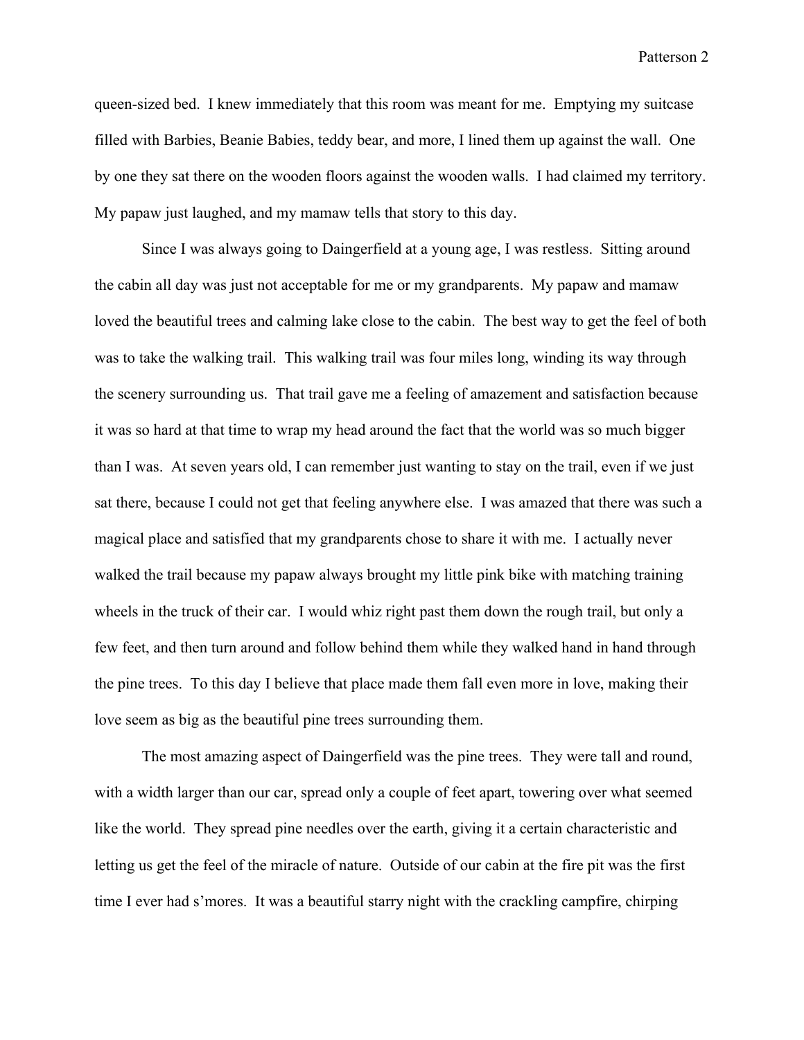queen-sized bed. I knew immediately that this room was meant for me. Emptying my suitcase filled with Barbies, Beanie Babies, teddy bear, and more, I lined them up against the wall. One by one they sat there on the wooden floors against the wooden walls. I had claimed my territory. My papaw just laughed, and my mamaw tells that story to this day.

Since I was always going to Daingerfield at a young age, I was restless. Sitting around the cabin all day was just not acceptable for me or my grandparents. My papaw and mamaw loved the beautiful trees and calming lake close to the cabin. The best way to get the feel of both was to take the walking trail. This walking trail was four miles long, winding its way through the scenery surrounding us. That trail gave me a feeling of amazement and satisfaction because it was so hard at that time to wrap my head around the fact that the world was so much bigger than I was. At seven years old, I can remember just wanting to stay on the trail, even if we just sat there, because I could not get that feeling anywhere else. I was amazed that there was such a magical place and satisfied that my grandparents chose to share it with me. I actually never walked the trail because my papaw always brought my little pink bike with matching training wheels in the truck of their car. I would whiz right past them down the rough trail, but only a few feet, and then turn around and follow behind them while they walked hand in hand through the pine trees. To this day I believe that place made them fall even more in love, making their love seem as big as the beautiful pine trees surrounding them.

The most amazing aspect of Daingerfield was the pine trees. They were tall and round, with a width larger than our car, spread only a couple of feet apart, towering over what seemed like the world. They spread pine needles over the earth, giving it a certain characteristic and letting us get the feel of the miracle of nature. Outside of our cabin at the fire pit was the first time I ever had s'mores. It was a beautiful starry night with the crackling campfire, chirping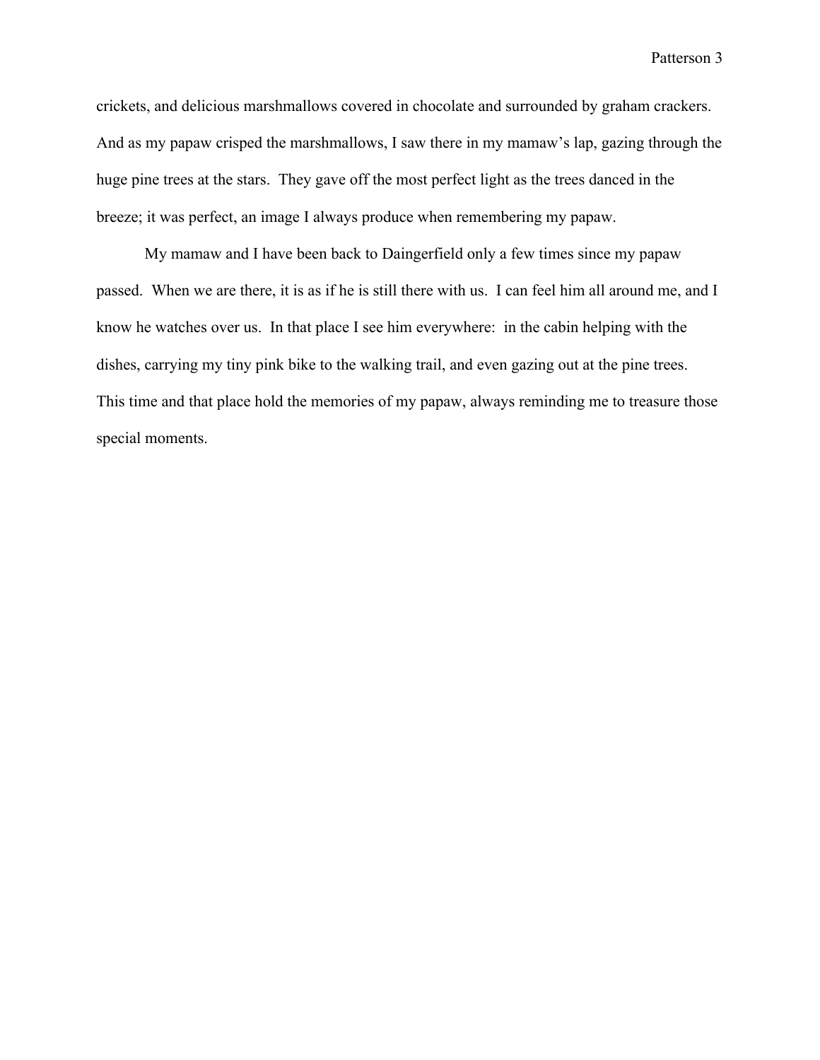crickets, and delicious marshmallows covered in chocolate and surrounded by graham crackers. And as my papaw crisped the marshmallows, I saw there in my mamaw's lap, gazing through the huge pine trees at the stars. They gave off the most perfect light as the trees danced in the breeze; it was perfect, an image I always produce when remembering my papaw.

My mamaw and I have been back to Daingerfield only a few times since my papaw passed. When we are there, it is as if he is still there with us. I can feel him all around me, and I know he watches over us. In that place I see him everywhere: in the cabin helping with the dishes, carrying my tiny pink bike to the walking trail, and even gazing out at the pine trees. This time and that place hold the memories of my papaw, always reminding me to treasure those special moments.